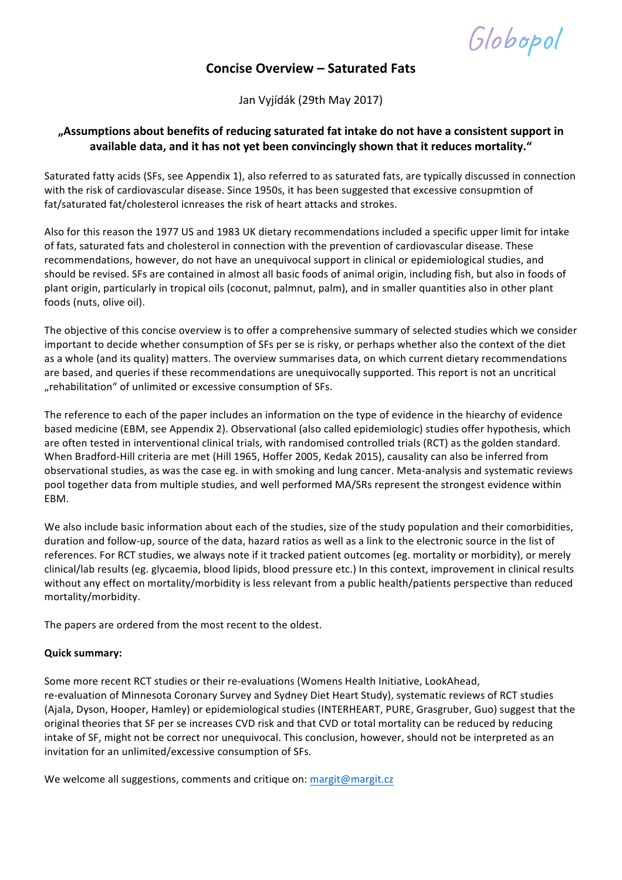Globopol

# Concise Overview – Saturated Fats

Jan Vyjídák (29th May 2017)

**„Assumptions about benefits of reducing saturated fat intake do not have a consistent support in available data, and it has not yet been convincingly shown that it reduces mortality."**

Saturated fatty acids (SFs, see Appendix 1), also referred to as saturated fats, are typically discussed in connection with the risk of cardiovascular disease. Since 1950s, it has been suggested that excessive consupmtion of fat/saturated fat/cholesterol icnreases the risk of heart attacks and strokes.

Also for this reason the 1977 US and 1983 UK dietary recommendations included a specific upper limit for intake of fats, saturated fats and cholesterol in connection with the prevention of cardiovascular disease. These recommendations, however, do not have an unequivocal support in clinical or epidemiological studies, and should be revised. SFs are contained in almost all basic foods of animal origin, including fish, but also in foods of plant origin, particularly in tropical oils (coconut, palmnut, palm), and in smaller quantities also in other plant foods (nuts, olive oil).

The objective of this concise overview is to offer a comprehensive summary of selected studies which we consider important to decide whether consumption of SFs per se is risky, or perhaps whether also the context of the diet as a whole (and its quality) matters. The overview summarises data, on which current dietary recommendations are based, and queries if these recommendations are unequivocally supported. This report is not an uncritical „rehabilitation" of unlimited or excessive consumption of SFs.

The reference to each of the paper includes an information on the type of evidence in the hiearchy of evidence based medicine (EBM, see Appendix 2). Observational (also called epidemiologic) studies offer hypothesis, which are often tested in interventional clinical trials, with randomised controlled trials (RCT) as the golden standard. When Bradford-Hill criteria are met (Hill 1965, Hoffer 2005, Kedak 2015), causality can also be inferred from observational studies, as was the case eg. in with smoking and lung cancer. Meta-analysis and systematic reviews pool together data from multiple studies, and well performed MA/SRs represent the strongest evidence within EBM.

We also include basic information about each of the studies, size of the study population and their comorbidities, duration and follow-up, source of the data, hazard ratios as well as a link to the electronic source in the list of references. For RCT studies, we always note if it tracked patient outcomes (eg. mortality or morbidity), or merely clinical/lab results (eg. glycaemia, blood lipids, blood pressure etc.) In this context, improvement in clinical results without any effect on mortality/morbidity is less relevant from a public health/patients perspective than reduced mortality/morbidity.

The papers are ordered from the most recent to the oldest.

**Quick summary:**

Some more recent RCT studies or their re-evaluations (Womens Health Initiative, LookAhead, re-evaluation of Minnesota Coronary Survey and Sydney Diet Heart Study), systematic reviews of RCT studies (Ajala, Dyson, Hooper, Hamley) or epidemiological studies (INTERHEART, PURE, Grasgruber, Guo) suggest that the original theories that SF per se increases CVD risk and that CVD or total mortality can be reduced by reducing intake of SF, might not be correct nor unequivocal. This conclusion, however, should not be interpreted as an invitation for an unlimited/excessive consumption of SFs.

We welcome all suggestions, comments and critique on: margit@margit.cz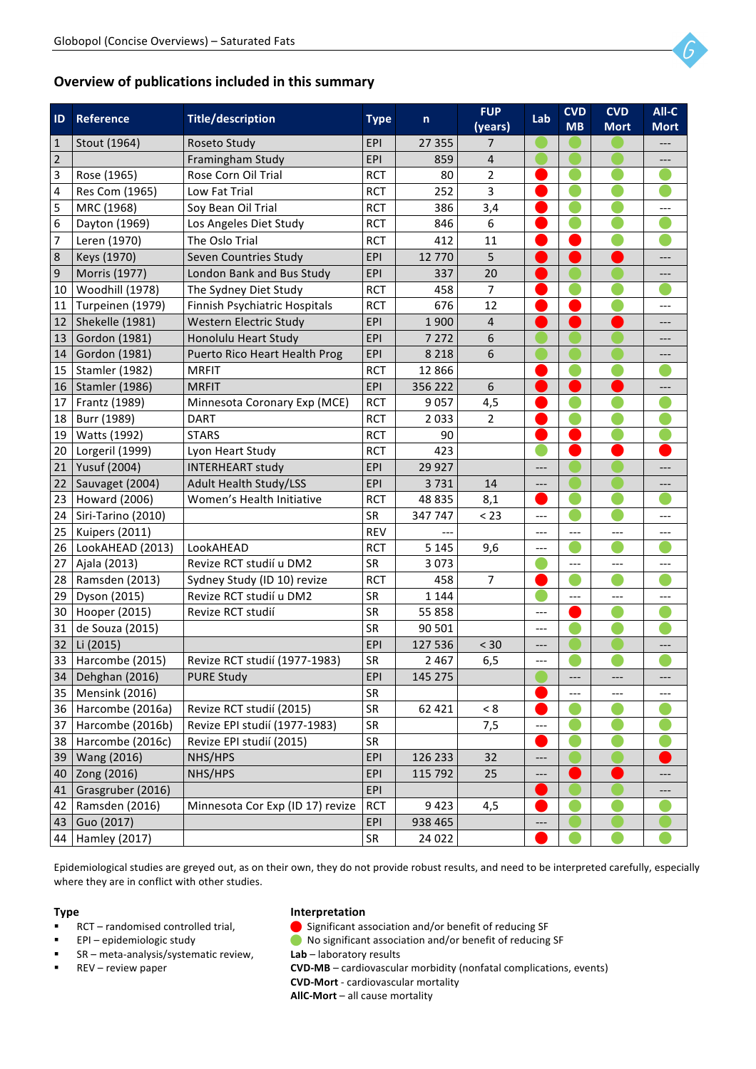## Overview of publications included in this summary

| ID | Reference | Title/description | Type | n | FUP (years) | Lab | CVD MB | CVD Mort | All-C Mort |
|---|---|---|---|---|---|---|---|---|---|
| 1 | Stout (1964) | Roseto Study | EPI | 27 355 | 7 | 🟢 | 🟢 | 🟢 | --- |
| 2 | | Framingham Study | EPI | 859 | 4 | 🟢 | 🟢 | 🟢 | --- |
| 3 | Rose (1965) | Rose Corn Oil Trial | RCT | 80 | 2 | 🔴 | 🟢 | 🟢 | 🟢 |
| 4 | Res Com (1965) | Low Fat Trial | RCT | 252 | 3 | 🔴 | 🟢 | 🟢 | 🟢 |
| 5 | MRC (1968) | Soy Bean Oil Trial | RCT | 386 | 3,4 | 🔴 | 🟢 | 🟢 | --- |
| 6 | Dayton (1969) | Los Angeles Diet Study | RCT | 846 | 6 | 🔴 | 🟢 | 🟢 | 🟢 |
| 7 | Leren (1970) | The Oslo Trial | RCT | 412 | 11 | 🔴 | 🔴 | 🟢 | 🟢 |
| 8 | Keys (1970) | Seven Countries Study | EPI | 12 770 | 5 | 🔴 | 🔴 | 🔴 | --- |
| 9 | Morris (1977) | London Bank and Bus Study | EPI | 337 | 20 | 🔴 | 🟢 | 🟢 | --- |
| 10 | Woodhill (1978) | The Sydney Diet Study | RCT | 458 | 7 | 🔴 | 🟢 | 🟢 | 🟢 |
| 11 | Turpeinen (1979) | Finnish Psychiatric Hospitals | RCT | 676 | 12 | 🔴 | 🔴 | 🟢 | --- |
| 12 | Shekelle (1981) | Western Electric Study | EPI | 1 900 | 4 | 🔴 | 🔴 | 🔴 | --- |
| 13 | Gordon (1981) | Honolulu Heart Study | EPI | 7 272 | 6 | 🟢 | 🟢 | 🟢 | --- |
| 14 | Gordon (1981) | Puerto Rico Heart Health Prog | EPI | 8 218 | 6 | 🟢 | 🟢 | 🟢 | --- |
| 15 | Stamler (1982) | MRFIT | RCT | 12 866 | | 🔴 | 🟢 | 🟢 | 🟢 |
| 16 | Stamler (1986) | MRFIT | EPI | 356 222 | 6 | 🔴 | 🔴 | 🔴 | --- |
| 17 | Frantz (1989) | Minnesota Coronary Exp (MCE) | RCT | 9 057 | 4,5 | 🔴 | 🟢 | 🟢 | 🟢 |
| 18 | Burr (1989) | DART | RCT | 2 033 | 2 | 🔴 | 🟢 | 🟢 | 🟢 |
| 19 | Watts (1992) | STARS | RCT | 90 | | 🔴 | 🔴 | 🟢 | 🟢 |
| 20 | Lorgeril (1999) | Lyon Heart Study | RCT | 423 | | 🟢 | 🔴 | 🔴 | 🔴 |
| 21 | Yusuf (2004) | INTERHEART study | EPI | 29 927 | | --- | 🟢 | 🟢 | --- |
| 22 | Sauvaget (2004) | Adult Health Study/LSS | EPI | 3 731 | 14 | --- | 🟢 | 🟢 | --- |
| 23 | Howard (2006) | Women's Health Initiative | RCT | 48 835 | 8,1 | 🔴 | 🟢 | 🟢 | 🟢 |
| 24 | Siri-Tarino (2010) | | SR | 347 747 | < 23 | --- | 🟢 | 🟢 | --- |
| 25 | Kuipers (2011) | | REV | --- | | --- | --- | --- | --- |
| 26 | LookAHEAD (2013) | LookAHEAD | RCT | 5 145 | 9,6 | --- | 🟢 | 🟢 | 🟢 |
| 27 | Ajala (2013) | Revize RCT studií u DM2 | SR | 3 073 | | 🟢 | --- | --- | --- |
| 28 | Ramsden (2013) | Sydney Study (ID 10) revize | RCT | 458 | 7 | 🔴 | 🟢 | 🟢 | 🟢 |
| 29 | Dyson (2015) | Revize RCT studií u DM2 | SR | 1 144 | | 🟢 | --- | --- | --- |
| 30 | Hooper (2015) | Revize RCT studií | SR | 55 858 | | --- | 🔴 | 🟢 | 🟢 |
| 31 | de Souza (2015) | | SR | 90 501 | | --- | 🟢 | 🟢 | 🟢 |
| 32 | Li (2015) | | EPI | 127 536 | < 30 | --- | 🟢 | 🟢 | --- |
| 33 | Harcombe (2015) | Revize RCT studií (1977-1983) | SR | 2 467 | 6,5 | --- | 🟢 | 🟢 | 🟢 |
| 34 | Dehghan (2016) | PURE Study | EPI | 145 275 | | 🟢 | --- | --- | --- |
| 35 | Mensink (2016) | | SR | | | 🔴 | --- | --- | --- |
| 36 | Harcombe (2016a) | Revize RCT studií (2015) | SR | 62 421 | < 8 | 🔴 | 🟢 | 🟢 | 🟢 |
| 37 | Harcombe (2016b) | Revize EPI studií (1977-1983) | SR | | 7,5 | --- | 🟢 | 🟢 | 🟢 |
| 38 | Harcombe (2016c) | Revize EPI studií (2015) | SR | | | 🔴 | 🟢 | 🟢 | 🟢 |
| 39 | Wang (2016) | NHS/HPS | EPI | 126 233 | 32 | --- | 🟢 | 🟢 | 🔴 |
| 40 | Zong (2016) | NHS/HPS | EPI | 115 792 | 25 | --- | 🔴 | 🔴 | --- |
| 41 | Grasgruber (2016) | | EPI | | | 🔴 | 🟢 | 🟢 | --- |
| 42 | Ramsden (2016) | Minnesota Cor Exp (ID 17) revize | RCT | 9 423 | 4,5 | 🔴 | 🟢 | 🟢 | 🟢 |
| 43 | Guo (2017) | | EPI | 938 465 | | --- | 🟢 | 🟢 | 🟢 |
| 44 | Hamley (2017) | | SR | 24 022 | | 🔴 | 🟢 | 🟢 | 🟢 |

Epidemiological studies are greyed out, as on their own, they do not provide robust results, and need to be interpreted carefully, especially where they are in conflict with other studies.

**Type**

- RCT – randomised controlled trial,
- EPI – epidemiologic study
- SR – meta-analysis/systematic review,
- REV – review paper

**Interpretation**

🔴 Significant association and/or benefit of reducing SF
🟢 No significant association and/or benefit of reducing SF
**Lab** – laboratory results
**CVD-MB** – cardiovascular morbidity (nonfatal complications, events)
**CVD-Mort** - cardiovascular mortality
**AllC-Mort** – all cause mortality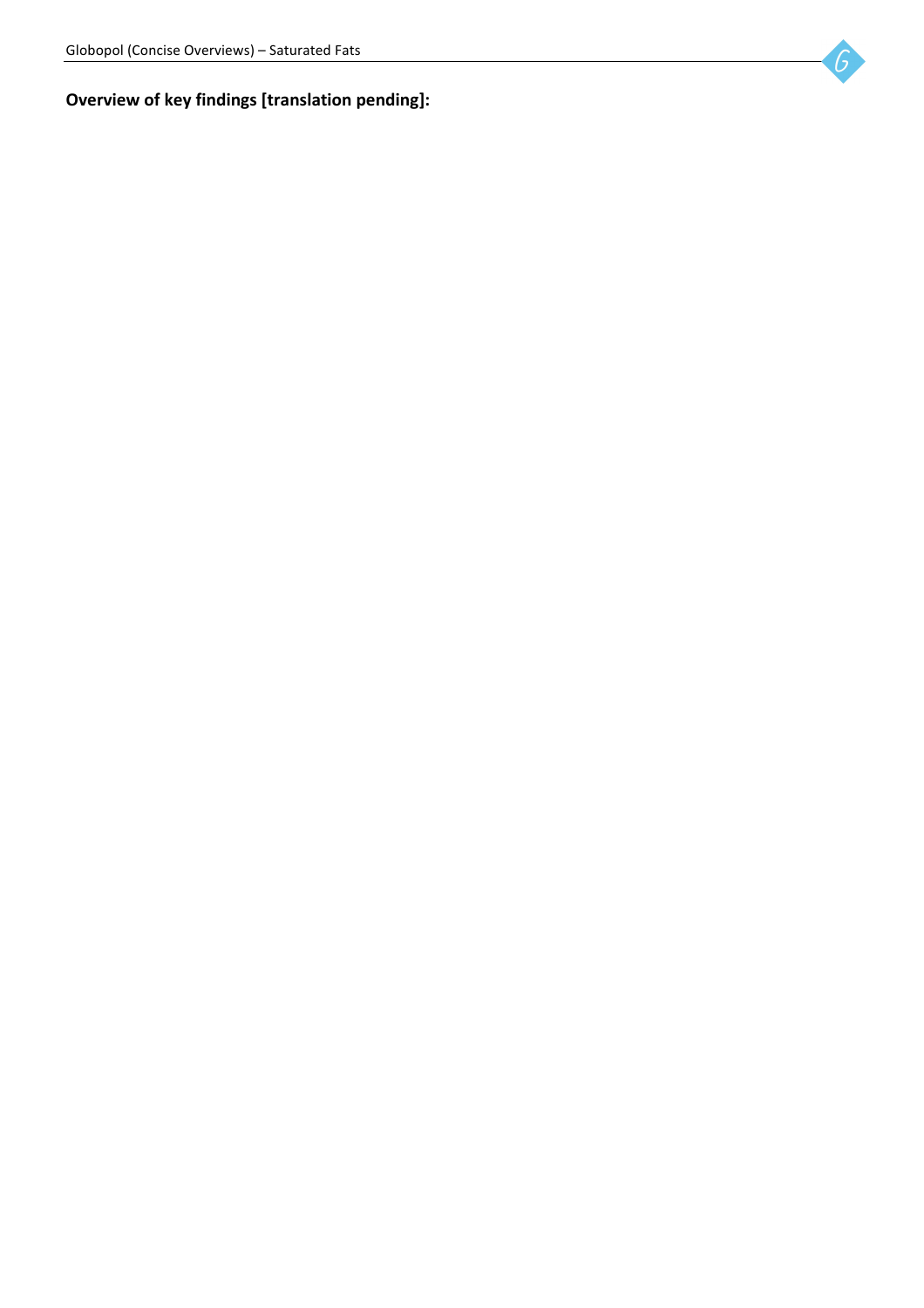**Overview of key findings [translation pending]:**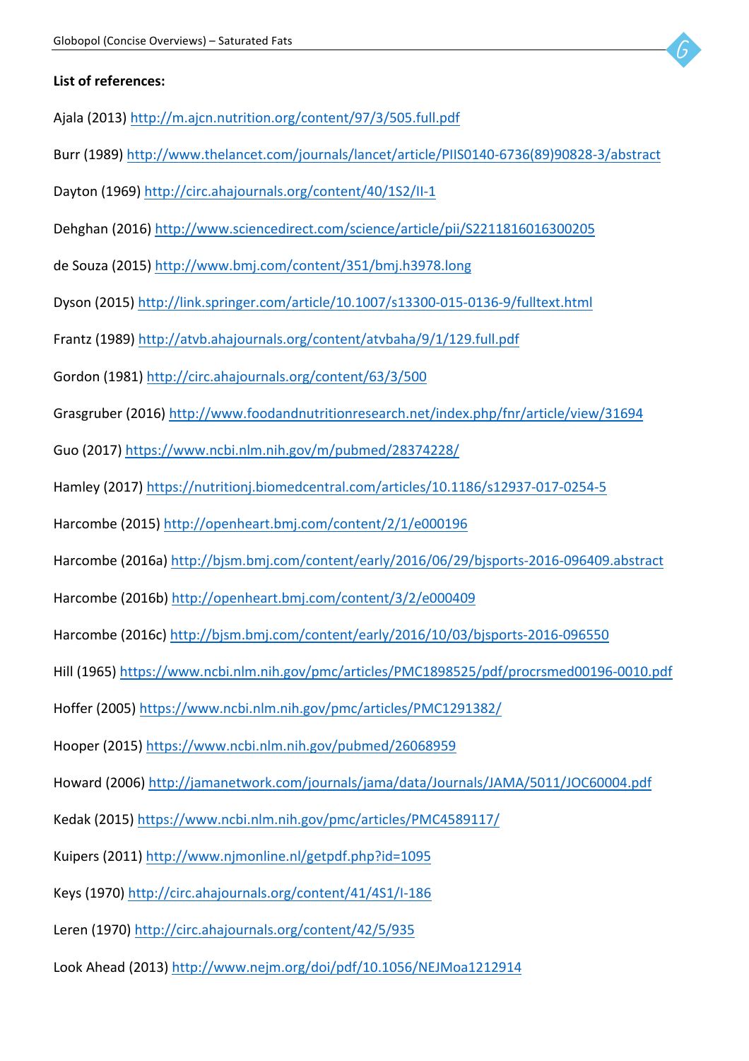**List of references:**

Ajala (2013) http://m.ajcn.nutrition.org/content/97/3/505.full.pdf

Burr (1989) http://www.thelancet.com/journals/lancet/article/PIIS0140-6736(89)90828-3/abstract

Dayton (1969) http://circ.ahajournals.org/content/40/1S2/II-1

Dehghan (2016) http://www.sciencedirect.com/science/article/pii/S2211816016300205

de Souza (2015) http://www.bmj.com/content/351/bmj.h3978.long

Dyson (2015) http://link.springer.com/article/10.1007/s13300-015-0136-9/fulltext.html

Frantz (1989) http://atvb.ahajournals.org/content/atvbaha/9/1/129.full.pdf

Gordon (1981) http://circ.ahajournals.org/content/63/3/500

Grasgruber (2016) http://www.foodandnutritionresearch.net/index.php/fnr/article/view/31694

Guo (2017) https://www.ncbi.nlm.nih.gov/m/pubmed/28374228/

Hamley (2017) https://nutritionj.biomedcentral.com/articles/10.1186/s12937-017-0254-5

Harcombe (2015) http://openheart.bmj.com/content/2/1/e000196

Harcombe (2016a) http://bjsm.bmj.com/content/early/2016/06/29/bjsports-2016-096409.abstract

Harcombe (2016b) http://openheart.bmj.com/content/3/2/e000409

Harcombe (2016c) http://bjsm.bmj.com/content/early/2016/10/03/bjsports-2016-096550

Hill (1965) https://www.ncbi.nlm.nih.gov/pmc/articles/PMC1898525/pdf/procrsmed00196-0010.pdf

Hoffer (2005) https://www.ncbi.nlm.nih.gov/pmc/articles/PMC1291382/

Hooper (2015) https://www.ncbi.nlm.nih.gov/pubmed/26068959

Howard (2006) http://jamanetwork.com/journals/jama/data/Journals/JAMA/5011/JOC60004.pdf

Kedak (2015) https://www.ncbi.nlm.nih.gov/pmc/articles/PMC4589117/

Kuipers (2011) http://www.njmonline.nl/getpdf.php?id=1095

Keys (1970) http://circ.ahajournals.org/content/41/4S1/I-186

Leren (1970) http://circ.ahajournals.org/content/42/5/935

Look Ahead (2013) http://www.nejm.org/doi/pdf/10.1056/NEJMoa1212914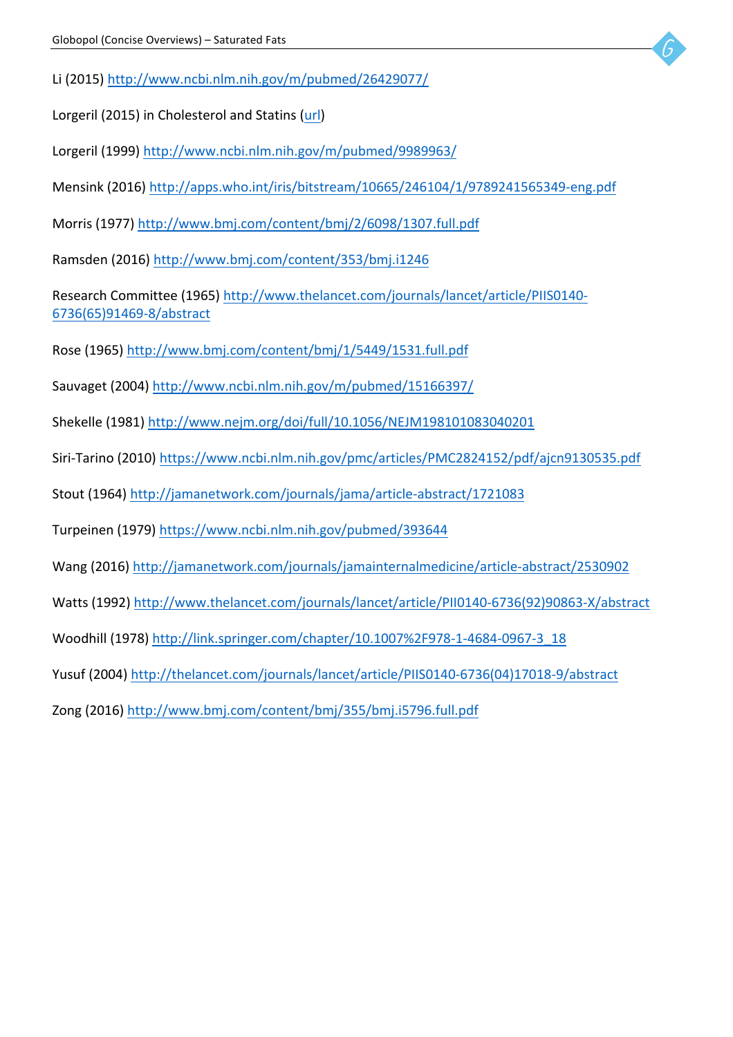Li (2015) http://www.ncbi.nlm.nih.gov/m/pubmed/26429077/

Lorgeril (2015) in Cholesterol and Statins (url)

Lorgeril (1999) http://www.ncbi.nlm.nih.gov/m/pubmed/9989963/

Mensink (2016) http://apps.who.int/iris/bitstream/10665/246104/1/9789241565349-eng.pdf

Morris (1977) http://www.bmj.com/content/bmj/2/6098/1307.full.pdf

Ramsden (2016) http://www.bmj.com/content/353/bmj.i1246

Research Committee (1965) http://www.thelancet.com/journals/lancet/article/PIIS0140-6736(65)91469-8/abstract

Rose (1965) http://www.bmj.com/content/bmj/1/5449/1531.full.pdf

Sauvaget (2004) http://www.ncbi.nlm.nih.gov/m/pubmed/15166397/

Shekelle (1981) http://www.nejm.org/doi/full/10.1056/NEJM198101083040201

Siri-Tarino (2010) https://www.ncbi.nlm.nih.gov/pmc/articles/PMC2824152/pdf/ajcn9130535.pdf

Stout (1964) http://jamanetwork.com/journals/jama/article-abstract/1721083

Turpeinen (1979) https://www.ncbi.nlm.nih.gov/pubmed/393644

Wang (2016) http://jamanetwork.com/journals/jamainternalmedicine/article-abstract/2530902

Watts (1992) http://www.thelancet.com/journals/lancet/article/PII0140-6736(92)90863-X/abstract

Woodhill (1978) http://link.springer.com/chapter/10.1007%2F978-1-4684-0967-3_18

Yusuf (2004) http://thelancet.com/journals/lancet/article/PIIS0140-6736(04)17018-9/abstract

Zong (2016) http://www.bmj.com/content/bmj/355/bmj.i5796.full.pdf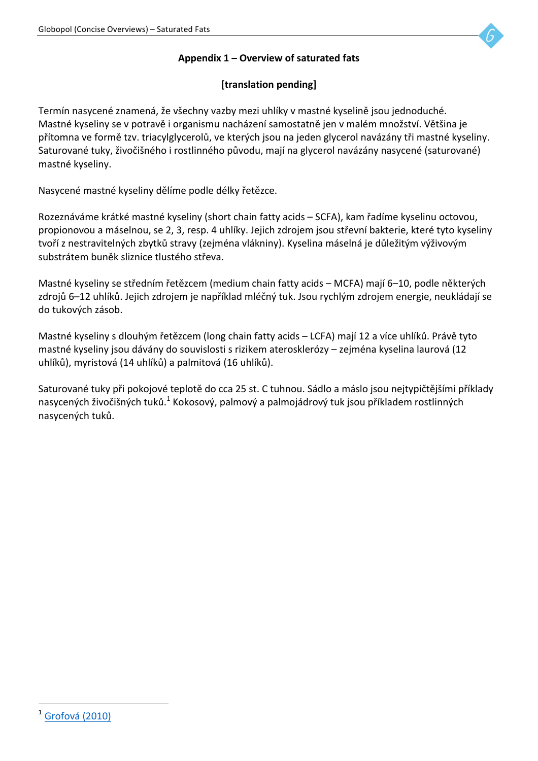**Appendix 1 – Overview of saturated fats**

**[translation pending]**

Termín nasycené znamená, že všechny vazby mezi uhlíky v mastné kyselině jsou jednoduché. Mastné kyseliny se v potravě i organismu nacházení samostatně jen v malém množství. Většina je přítomna ve formě tzv. triacylglycerolů, ve kterých jsou na jeden glycerol navázány tři mastné kyseliny. Saturované tuky, živočišného i rostlinného původu, mají na glycerol navázány nasycené (saturované) mastné kyseliny.

Nasycené mastné kyseliny dělíme podle délky řetězce.

Rozeznáváme krátké mastné kyseliny (short chain fatty acids – SCFA), kam řadíme kyselinu octovou, propionovou a máselnou, se 2, 3, resp. 4 uhlíky. Jejich zdrojem jsou střevní bakterie, které tyto kyseliny tvoří z nestravitelných zbytků stravy (zejména vlákniny). Kyselina máselná je důležitým výživovým substrátem buněk sliznice tlustého střeva.

Mastné kyseliny se středním řetězcem (medium chain fatty acids – MCFA) mají 6–10, podle některých zdrojů 6–12 uhlíků. Jejich zdrojem je například mléčný tuk. Jsou rychlým zdrojem energie, neukládají se do tukových zásob.

Mastné kyseliny s dlouhým řetězcem (long chain fatty acids – LCFA) mají 12 a více uhlíků. Právě tyto mastné kyseliny jsou dávány do souvislosti s rizikem aterosklerózy – zejména kyselina laurová (12 uhlíků), myristová (14 uhlíků) a palmitová (16 uhlíků).

Saturované tuky při pokojové teplotě do cca 25 st. C tuhnou. Sádlo a máslo jsou nejtypičtějšími příklady nasycených živočišných tuků.[1] Kokosový, palmový a palmojádrový tuk jsou příkladem rostlinných nasycených tuků.

---

[1] Grofová (2010)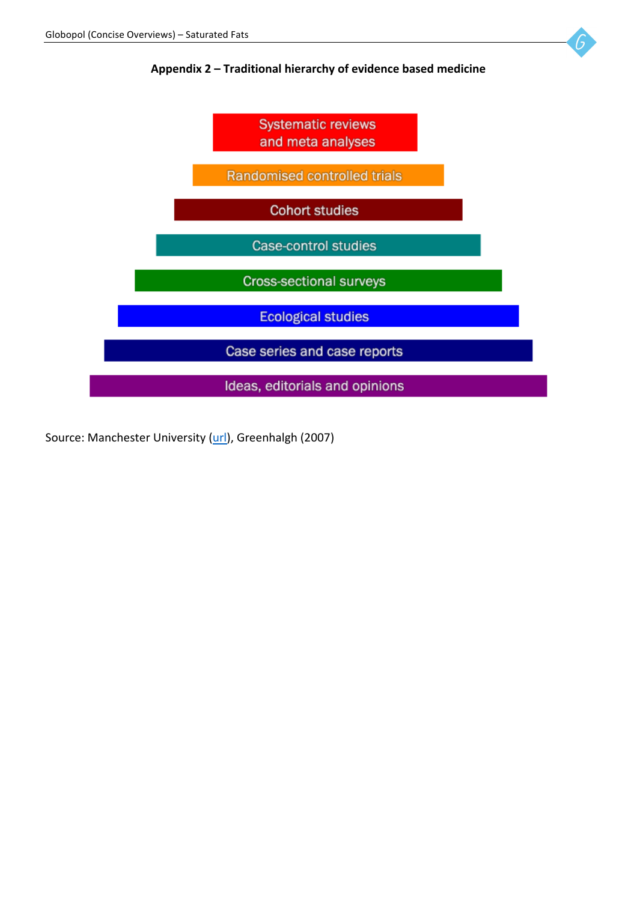**Appendix 2 – Traditional hierarchy of evidence based medicine**

- Systematic reviews and meta analyses
- Randomised controlled trials
- Cohort studies
- Case-control studies
- Cross-sectional surveys
- Ecological studies
- Case series and case reports
- Ideas, editorials and opinions

Source: Manchester University (url), Greenhalgh (2007)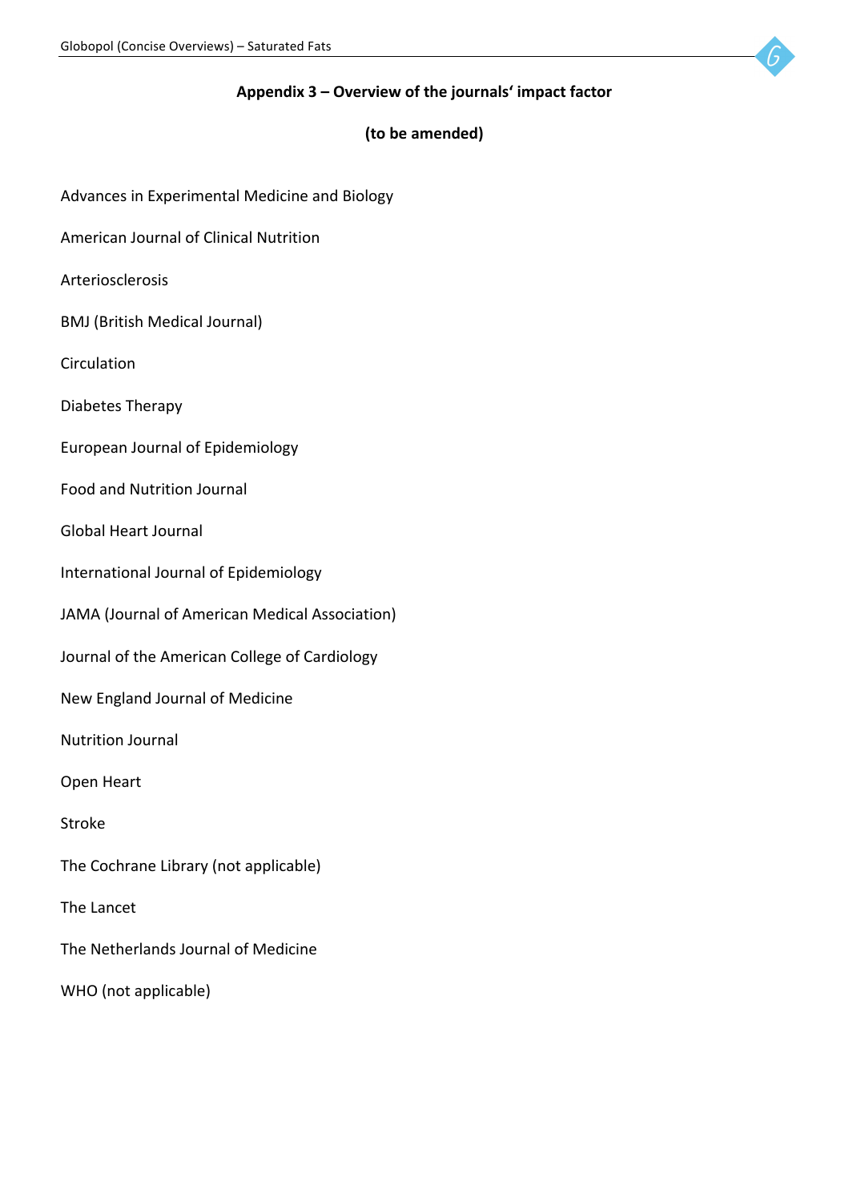## Appendix 3 – Overview of the journals' impact factor

**(to be amended)**

Advances in Experimental Medicine and Biology

American Journal of Clinical Nutrition

Arteriosclerosis

BMJ (British Medical Journal)

Circulation

Diabetes Therapy

European Journal of Epidemiology

Food and Nutrition Journal

Global Heart Journal

International Journal of Epidemiology

JAMA (Journal of American Medical Association)

Journal of the American College of Cardiology

New England Journal of Medicine

Nutrition Journal

Open Heart

Stroke

The Cochrane Library (not applicable)

The Lancet

The Netherlands Journal of Medicine

WHO (not applicable)